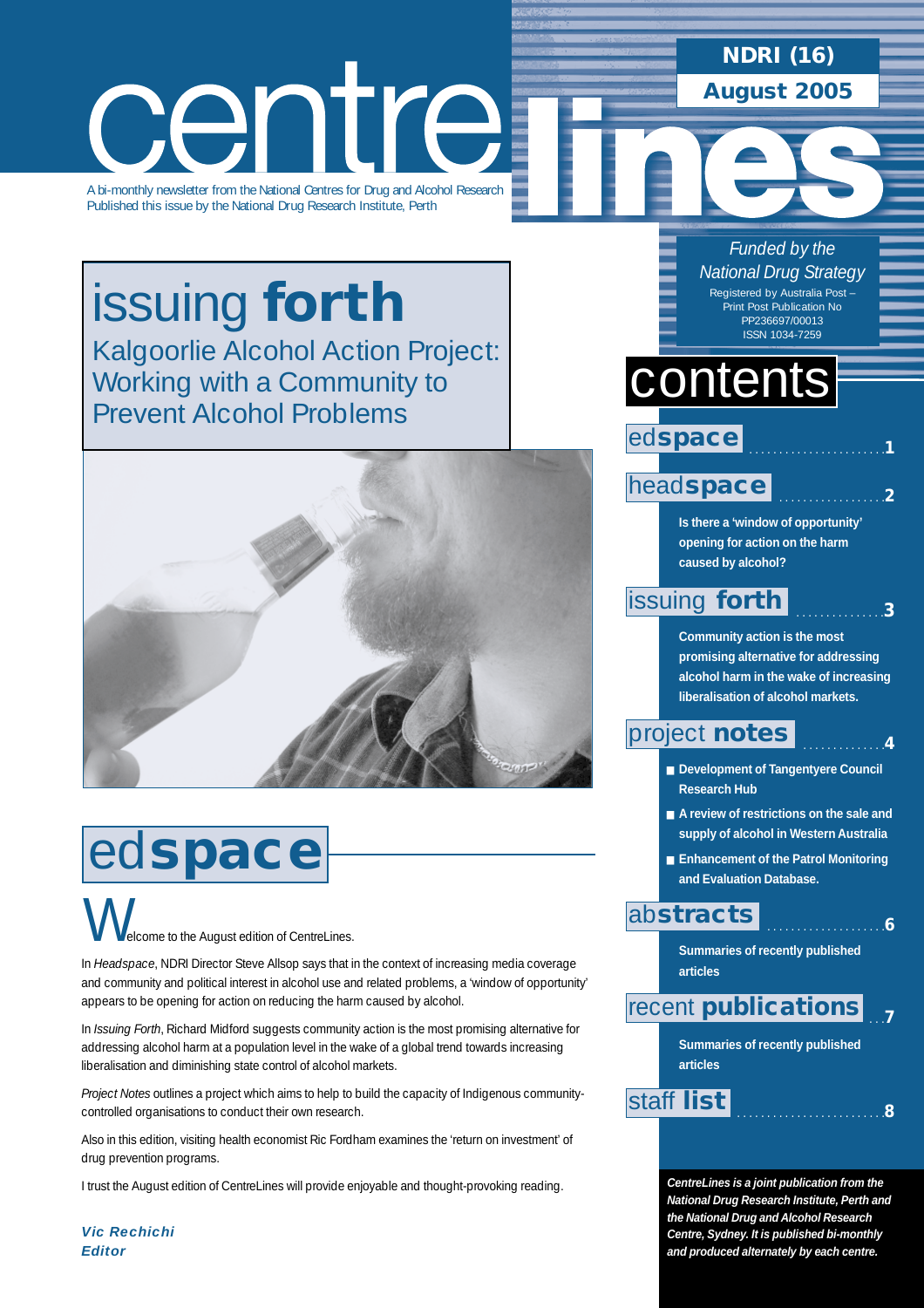# centre lines

A bi-monthly newsletter from the National Centres for Drug and Alcohol Research
Published this issue by the National Drug Research Institute, Perth

**NDRI (16)**
**August 2005**

*Funded by the National Drug Strategy*
Registered by Australia Post – Print Post Publication No PP236697/00013
ISSN 1034-7259

## issuing **forth**

### Kalgoorlie Alcohol Action Project: Working with a Community to Prevent Alcohol Problems

## contents

**ed space** ........ 1

**head space** ........ 2

Is there a 'window of opportunity' opening for action on the harm caused by alcohol?

**issuing forth** ........ 3

Community action is the most promising alternative for addressing alcohol harm in the wake of increasing liberalisation of alcohol markets.

**project notes** ........ 4

- Development of Tangentyere Council Research Hub
- A review of restrictions on the sale and supply of alcohol in Western Australia
- Enhancement of the Patrol Monitoring and Evaluation Database.

**abstracts** ........ 6

Summaries of recently published articles

**recent publications** ........ 7

Summaries of recently published articles

**staff list** ........ 8

## ed**space**

Welcome to the August edition of CentreLines.

In *Headspace*, NDRI Director Steve Allsop says that in the context of increasing media coverage and community and political interest in alcohol use and related problems, a 'window of opportunity' appears to be opening for action on reducing the harm caused by alcohol.

In *Issuing Forth*, Richard Midford suggests community action is the most promising alternative for addressing alcohol harm at a population level in the wake of a global trend towards increasing liberalisation and diminishing state control of alcohol markets.

*Project Notes* outlines a project which aims to help to build the capacity of Indigenous community-controlled organisations to conduct their own research.

Also in this edition, visiting health economist Ric Fordham examines the 'return on investment' of drug prevention programs.

I trust the August edition of CentreLines will provide enjoyable and thought-provoking reading.

***Vic Rechichi***
***Editor***

*CentreLines is a joint publication from the National Drug Research Institute, Perth and the National Drug and Alcohol Research Centre, Sydney. It is published bi-monthly and produced alternately by each centre.*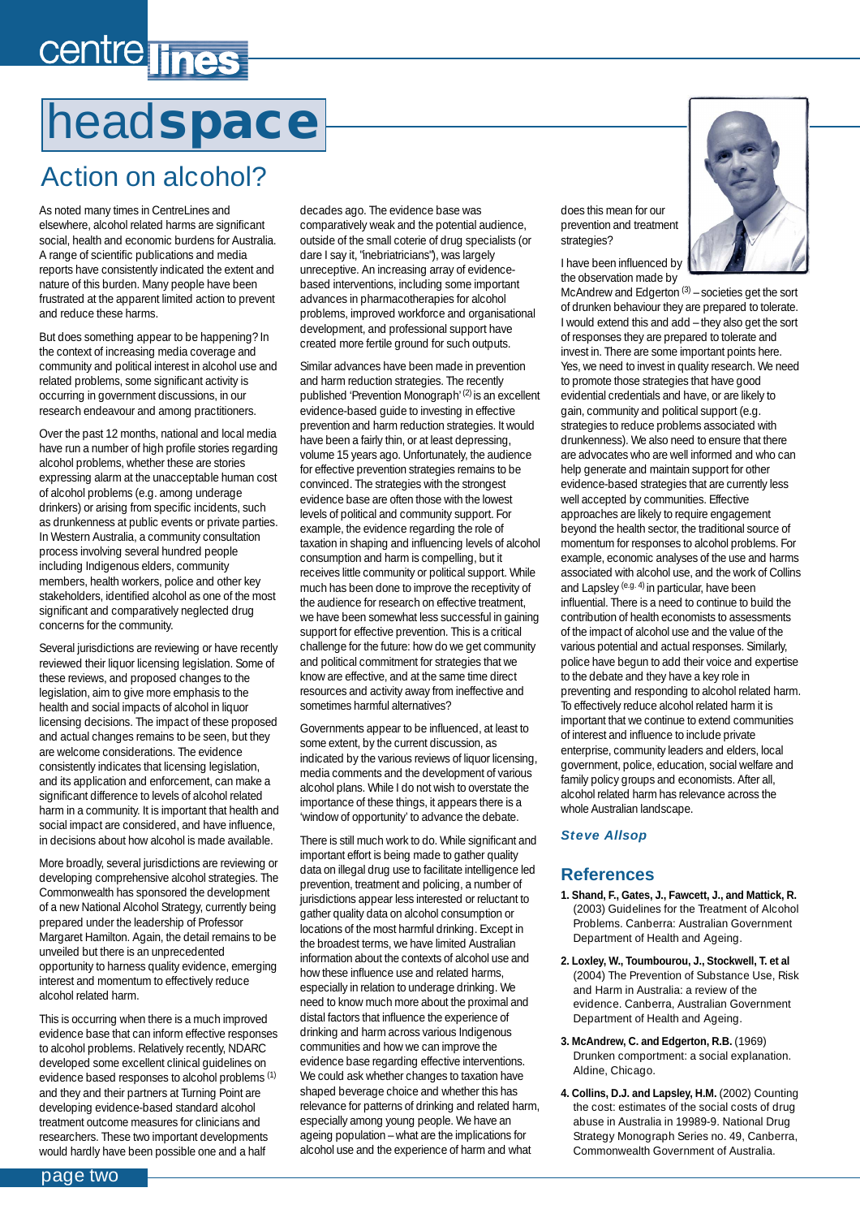# headspace

## Action on alcohol?

As noted many times in CentreLines and elsewhere, alcohol related harms are significant social, health and economic burdens for Australia. A range of scientific publications and media reports have consistently indicated the extent and nature of this burden. Many people have been frustrated at the apparent limited action to prevent and reduce these harms.

But does something appear to be happening? In the context of increasing media coverage and community and political interest in alcohol use and related problems, some significant activity is occurring in government discussions, in our research endeavour and among practitioners.

Over the past 12 months, national and local media have run a number of high profile stories regarding alcohol problems, whether these are stories expressing alarm at the unacceptable human cost of alcohol problems (e.g. among underage drinkers) or arising from specific incidents, such as drunkenness at public events or private parties. In Western Australia, a community consultation process involving several hundred people including Indigenous elders, community members, health workers, police and other key stakeholders, identified alcohol as one of the most significant and comparatively neglected drug concerns for the community.

Several jurisdictions are reviewing or have recently reviewed their liquor licensing legislation. Some of these reviews, and proposed changes to the legislation, aim to give more emphasis to the health and social impacts of alcohol in liquor licensing decisions. The impact of these proposed and actual changes remains to be seen, but they are welcome considerations. The evidence consistently indicates that licensing legislation, and its application and enforcement, can make a significant difference to levels of alcohol related harm in a community. It is important that health and social impact are considered, and have influence, in decisions about how alcohol is made available.

More broadly, several jurisdictions are reviewing or developing comprehensive alcohol strategies. The Commonwealth has sponsored the development of a new National Alcohol Strategy, currently being prepared under the leadership of Professor Margaret Hamilton. Again, the detail remains to be unveiled but there is an unprecedented opportunity to harness quality evidence, emerging interest and momentum to effectively reduce alcohol related harm.

This is occurring when there is a much improved evidence base that can inform effective responses to alcohol problems. Relatively recently, NDARC developed some excellent clinical guidelines on evidence based responses to alcohol problems [1] and they and their partners at Turning Point are developing evidence-based standard alcohol treatment outcome measures for clinicians and researchers. These two important developments would hardly have been possible one and a half decades ago. The evidence base was comparatively weak and the potential audience, outside of the small coterie of drug specialists (or dare I say it, "inebriatricians"), was largely unreceptive. An increasing array of evidence-based interventions, including some important advances in pharmacotherapies for alcohol problems, improved workforce and organisational development, and professional support have created more fertile ground for such outputs.

Similar advances have been made in prevention and harm reduction strategies. The recently published 'Prevention Monograph' [2] is an excellent evidence-based guide to investing in effective prevention and harm reduction strategies. It would have been a fairly thin, or at least depressing, volume 15 years ago. Unfortunately, the audience for effective prevention strategies remains to be convinced. The strategies with the strongest evidence base are often those with the lowest levels of political and community support. For example, the evidence regarding the role of taxation in shaping and influencing levels of alcohol consumption and harm is compelling, but it receives little community or political support. While much has been done to improve the receptivity of the audience for research on effective treatment, we have been somewhat less successful in gaining support for effective prevention. This is a critical challenge for the future: how do we get community and political commitment for strategies that we know are effective, and at the same time direct resources and activity away from ineffective and sometimes harmful alternatives?

Governments appear to be influenced, at least to some extent, by the current discussion, as indicated by the various reviews of liquor licensing, media comments and the development of various alcohol plans. While I do not wish to overstate the importance of these things, it appears there is a 'window of opportunity' to advance the debate.

There is still much work to do. While significant and important effort is being made to gather quality data on illegal drug use to facilitate intelligence led prevention, treatment and policing, a number of jurisdictions appear less interested or reluctant to gather quality data on alcohol consumption or locations of the most harmful drinking. Except in the broadest terms, we have limited Australian information about the contexts of alcohol use and how these influence use and related harms, especially in relation to underage drinking. We need to know much more about the proximal and distal factors that influence the experience of drinking and harm across various Indigenous communities and how we can improve the evidence base regarding effective interventions. We could ask whether changes to taxation have shaped beverage choice and whether this has relevance for patterns of drinking and related harm, especially among young people. We have an ageing population – what are the implications for alcohol use and the experience of harm and what does this mean for our prevention and treatment strategies?

I have been influenced by the observation made by McAndrew and Edgerton [3] – societies get the sort of drunken behaviour they are prepared to tolerate. I would extend this and add – they also get the sort of responses they are prepared to tolerate and invest in. There are some important points here. Yes, we need to invest in quality research. We need to promote those strategies that have good evidential credentials and have, or are likely to gain, community and political support (e.g. strategies to reduce problems associated with drunkenness). We also need to ensure that there are advocates who are well informed and who can help generate and maintain support for other evidence-based strategies that are currently less well accepted by communities. Effective approaches are likely to require engagement beyond the health sector, the traditional source of momentum for responses to alcohol problems. For example, economic analyses of the use and harms associated with alcohol use, and the work of Collins and Lapsley [e.g. 4] in particular, have been influential. There is a need to continue to build the contribution of health economists to assessments of the impact of alcohol use and the value of the various potential and actual responses. Similarly, police have begun to add their voice and expertise to the debate and they have a key role in preventing and responding to alcohol related harm. To effectively reduce alcohol related harm it is important that we continue to extend communities of interest and influence to include private enterprise, community leaders and elders, local government, police, education, social welfare and family policy groups and economists. After all, alcohol related harm has relevance across the whole Australian landscape.

***Steve Allsop***

## References

1. **Shand, F., Gates, J., Fawcett, J., and Mattick, R.** (2003) Guidelines for the Treatment of Alcohol Problems. Canberra: Australian Government Department of Health and Ageing.
2. **Loxley, W., Toumbourou, J., Stockwell, T. et al** (2004) The Prevention of Substance Use, Risk and Harm in Australia: a review of the evidence. Canberra, Australian Government Department of Health and Ageing.
3. **McAndrew, C. and Edgerton, R.B.** (1969) Drunken comportment: a social explanation. Aldine, Chicago.
4. **Collins, D.J. and Lapsley, H.M.** (2002) Counting the cost: estimates of the social costs of drug abuse in Australia in 19989-9. National Drug Strategy Monograph Series no. 49, Canberra, Commonwealth Government of Australia.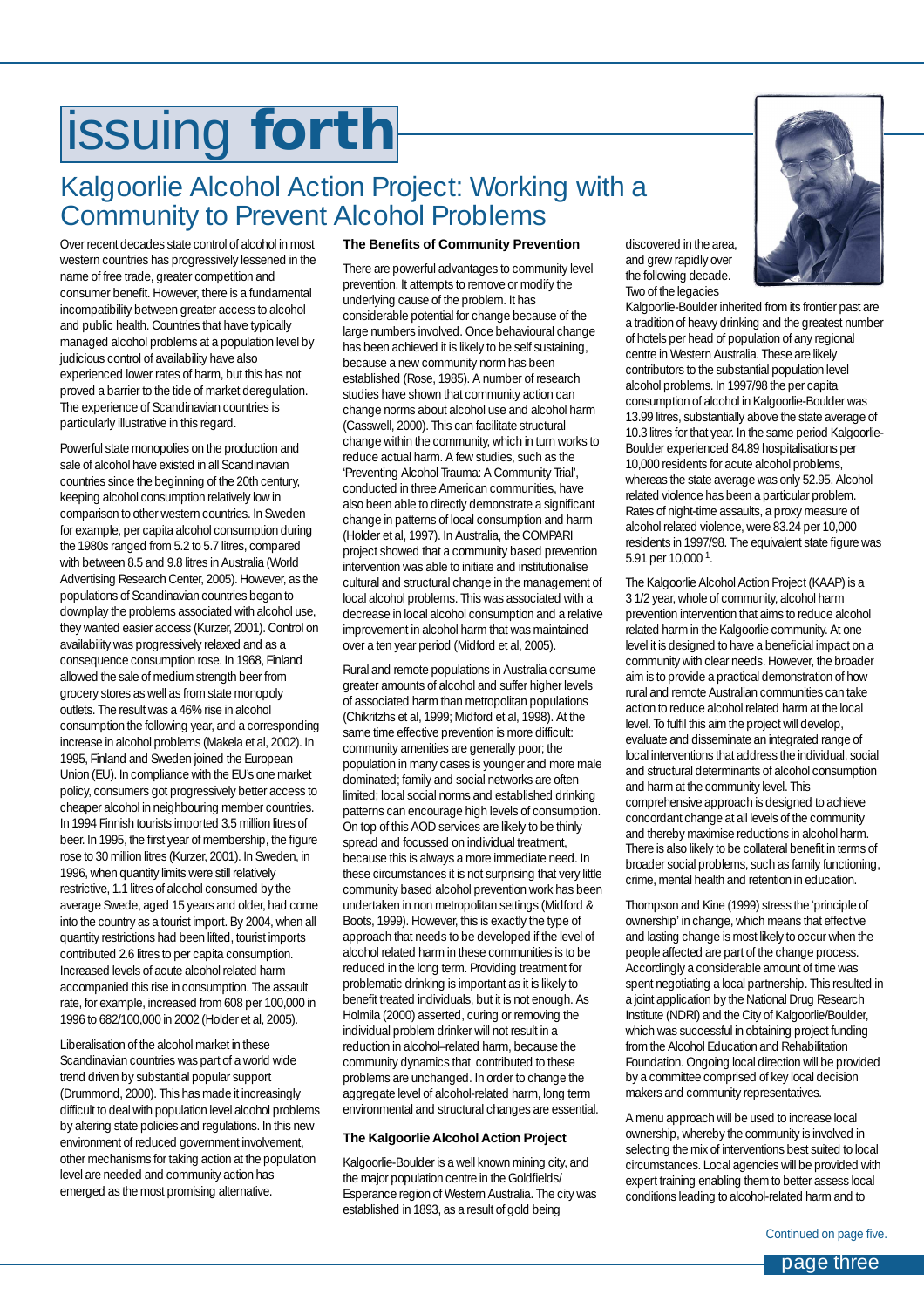# issuing forth

## Kalgoorlie Alcohol Action Project: Working with a Community to Prevent Alcohol Problems

Over recent decades state control of alcohol in most western countries has progressively lessened in the name of free trade, greater competition and consumer benefit. However, there is a fundamental incompatibility between greater access to alcohol and public health. Countries that have typically managed alcohol problems at a population level by judicious control of availability have also experienced lower rates of harm, but this has not proved a barrier to the tide of market deregulation. The experience of Scandinavian countries is particularly illustrative in this regard.

Powerful state monopolies on the production and sale of alcohol have existed in all Scandinavian countries since the beginning of the 20th century, keeping alcohol consumption relatively low in comparison to other western countries. In Sweden for example, per capita alcohol consumption during the 1980s ranged from 5.2 to 5.7 litres, compared with between 8.5 and 9.8 litres in Australia (World Advertising Research Center, 2005). However, as the populations of Scandinavian countries began to downplay the problems associated with alcohol use, they wanted easier access (Kurzer, 2001). Control on availability was progressively relaxed and as a consequence consumption rose. In 1968, Finland allowed the sale of medium strength beer from grocery stores as well as from state monopoly outlets. The result was a 46% rise in alcohol consumption the following year, and a corresponding increase in alcohol problems (Makela et al, 2002). In 1995, Finland and Sweden joined the European Union (EU). In compliance with the EU's one market policy, consumers got progressively better access to cheaper alcohol in neighbouring member countries. In 1994 Finnish tourists imported 3.5 million litres of beer. In 1995, the first year of membership, the figure rose to 30 million litres (Kurzer, 2001). In Sweden, in 1996, when quantity limits were still relatively restrictive, 1.1 litres of alcohol consumed by the average Swede, aged 15 years and older, had come into the country as a tourist import. By 2004, when all quantity restrictions had been lifted, tourist imports contributed 2.6 litres to per capita consumption. Increased levels of acute alcohol related harm accompanied this rise in consumption. The assault rate, for example, increased from 608 per 100,000 in 1996 to 682/100,000 in 2002 (Holder et al, 2005).

Liberalisation of the alcohol market in these Scandinavian countries was part of a world wide trend driven by substantial popular support (Drummond, 2000). This has made it increasingly difficult to deal with population level alcohol problems by altering state policies and regulations. In this new environment of reduced government involvement, other mechanisms for taking action at the population level are needed and community action has emerged as the most promising alternative.

### The Benefits of Community Prevention

There are powerful advantages to community level prevention. It attempts to remove or modify the underlying cause of the problem. It has considerable potential for change because of the large numbers involved. Once behavioural change has been achieved it is likely to be self sustaining, because a new community norm has been established (Rose, 1985). A number of research studies have shown that community action can change norms about alcohol use and alcohol harm (Casswell, 2000). This can facilitate structural change within the community, which in turn works to reduce actual harm. A few studies, such as the 'Preventing Alcohol Trauma: A Community Trial', conducted in three American communities, have also been able to directly demonstrate a significant change in patterns of local consumption and harm (Holder et al, 1997). In Australia, the COMPARI project showed that a community based prevention intervention was able to initiate and institutionalise cultural and structural change in the management of local alcohol problems. This was associated with a decrease in local alcohol consumption and a relative improvement in alcohol harm that was maintained over a ten year period (Midford et al, 2005).

Rural and remote populations in Australia consume greater amounts of alcohol and suffer higher levels of associated harm than metropolitan populations (Chikritzhs et al, 1999; Midford et al, 1998). At the same time effective prevention is more difficult: community amenities are generally poor; the population in many cases is younger and more male dominated; family and social networks are often limited; local social norms and established drinking patterns can encourage high levels of consumption. On top of this AOD services are likely to be thinly spread and focussed on individual treatment, because this is always a more immediate need. In these circumstances it is not surprising that very little community based alcohol prevention work has been undertaken in non metropolitan settings (Midford & Boots, 1999). However, this is exactly the type of approach that needs to be developed if the level of alcohol related harm in these communities is to be reduced in the long term. Providing treatment for problematic drinking is important as it is likely to benefit treated individuals, but it is not enough. As Holmila (2000) asserted, curing or removing the individual problem drinker will not result in a reduction in alcohol–related harm, because the community dynamics that contributed to these problems are unchanged. In order to change the aggregate level of alcohol-related harm, long term environmental and structural changes are essential.

### The Kalgoorlie Alcohol Action Project

Kalgoorlie-Boulder is a well known mining city, and the major population centre in the Goldfields/ Esperance region of Western Australia. The city was established in 1893, as a result of gold being discovered in the area, and grew rapidly over the following decade. Two of the legacies Kalgoorlie-Boulder inherited from its frontier past are a tradition of heavy drinking and the greatest number of hotels per head of population of any regional centre in Western Australia. These are likely contributors to the substantial population level alcohol problems. In 1997/98 the per capita consumption of alcohol in Kalgoorlie-Boulder was 13.99 litres, substantially above the state average of 10.3 litres for that year. In the same period Kalgoorlie-Boulder experienced 84.89 hospitalisations per 10,000 residents for acute alcohol problems, whereas the state average was only 52.95. Alcohol related violence has been a particular problem. Rates of night-time assaults, a proxy measure of alcohol related violence, were 83.24 per 10,000 residents in 1997/98. The equivalent state figure was 5.91 per 10,000 [1].

The Kalgoorlie Alcohol Action Project (KAAP) is a 3 1/2 year, whole of community, alcohol harm prevention intervention that aims to reduce alcohol related harm in the Kalgoorlie community. At one level it is designed to have a beneficial impact on a community with clear needs. However, the broader aim is to provide a practical demonstration of how rural and remote Australian communities can take action to reduce alcohol related harm at the local level. To fulfil this aim the project will develop, evaluate and disseminate an integrated range of local interventions that address the individual, social and structural determinants of alcohol consumption and harm at the community level. This comprehensive approach is designed to achieve concordant change at all levels of the community and thereby maximise reductions in alcohol harm. There is also likely to be collateral benefit in terms of broader social problems, such as family functioning, crime, mental health and retention in education.

Thompson and Kine (1999) stress the 'principle of ownership' in change, which means that effective and lasting change is most likely to occur when the people affected are part of the change process. Accordingly a considerable amount of time was spent negotiating a local partnership. This resulted in a joint application by the National Drug Research Institute (NDRI) and the City of Kalgoorlie/Boulder, which was successful in obtaining project funding from the Alcohol Education and Rehabilitation Foundation. Ongoing local direction will be provided by a committee comprised of key local decision makers and community representatives.

A menu approach will be used to increase local ownership, whereby the community is involved in selecting the mix of interventions best suited to local circumstances. Local agencies will be provided with expert training enabling them to better assess local conditions leading to alcohol-related harm and to

Continued on page five.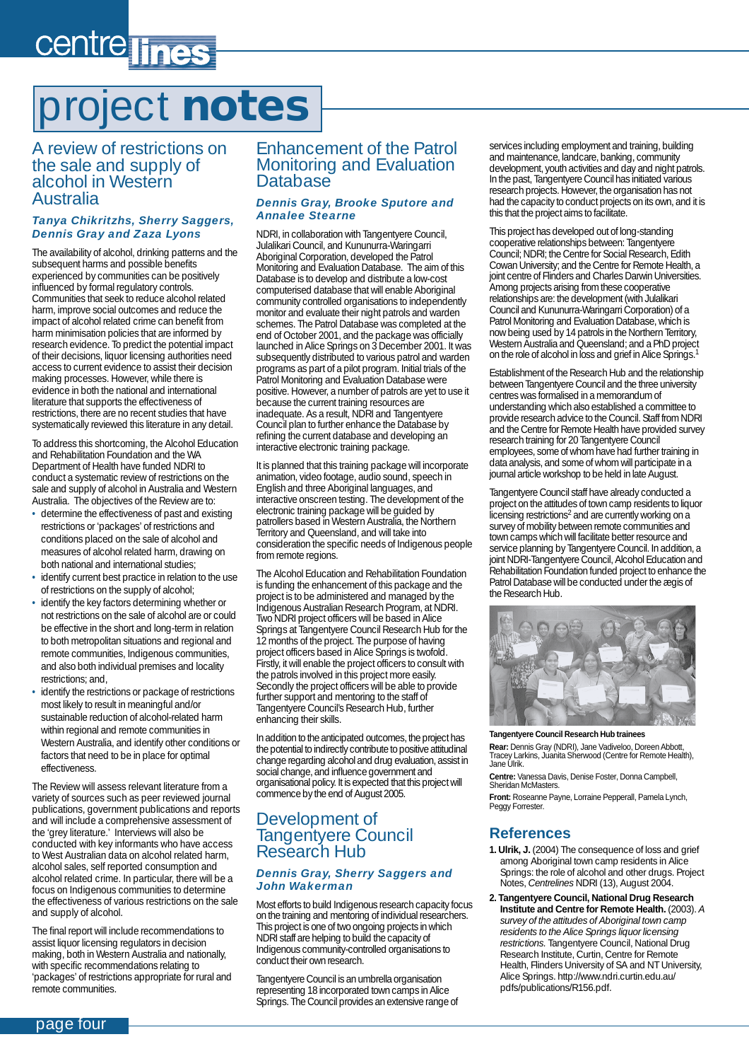# project notes

## A review of restrictions on the sale and supply of alcohol in Western Australia

***Tanya Chikritzhs, Sherry Saggers, Dennis Gray and Zaza Lyons***

The availability of alcohol, drinking patterns and the subsequent harms and possible benefits experienced by communities can be positively influenced by formal regulatory controls. Communities that seek to reduce alcohol related harm, improve social outcomes and reduce the impact of alcohol related crime can benefit from harm minimisation policies that are informed by research evidence. To predict the potential impact of their decisions, liquor licensing authorities need access to current evidence to assist their decision making processes. However, while there is evidence in both the national and international literature that supports the effectiveness of restrictions, there are no recent studies that have systematically reviewed this literature in any detail.

To address this shortcoming, the Alcohol Education and Rehabilitation Foundation and the WA Department of Health have funded NDRI to conduct a systematic review of restrictions on the sale and supply of alcohol in Australia and Western Australia. The objectives of the Review are to:

- determine the effectiveness of past and existing restrictions or 'packages' of restrictions and conditions placed on the sale of alcohol and measures of alcohol related harm, drawing on both national and international studies;
- identify current best practice in relation to the use of restrictions on the supply of alcohol;
- identify the key factors determining whether or not restrictions on the sale of alcohol are or could be effective in the short and long-term in relation to both metropolitan situations and regional and remote communities, Indigenous communities, and also both individual premises and locality restrictions; and,
- identify the restrictions or package of restrictions most likely to result in meaningful and/or sustainable reduction of alcohol-related harm within regional and remote communities in Western Australia, and identify other conditions or factors that need to be in place for optimal effectiveness.

The Review will assess relevant literature from a variety of sources such as peer reviewed journal publications, government publications and reports and will include a comprehensive assessment of the 'grey literature.' Interviews will also be conducted with key informants who have access to West Australian data on alcohol related harm, alcohol sales, self reported consumption and alcohol related crime. In particular, there will be a focus on Indigenous communities to determine the effectiveness of various restrictions on the sale and supply of alcohol.

The final report will include recommendations to assist liquor licensing regulators in decision making, both in Western Australia and nationally, with specific recommendations relating to 'packages' of restrictions appropriate for rural and remote communities.

## Enhancement of the Patrol Monitoring and Evaluation Database

***Dennis Gray, Brooke Sputore and Annalee Stearne***

NDRI, in collaboration with Tangentyere Council, Julalikari Council, and Kununurra-Waringarri Aboriginal Corporation, developed the Patrol Monitoring and Evaluation Database. The aim of this Database is to develop and distribute a low-cost computerised database that will enable Aboriginal community controlled organisations to independently monitor and evaluate their night patrols and warden schemes. The Patrol Database was completed at the end of October 2001, and the package was officially launched in Alice Springs on 3 December 2001. It was subsequently distributed to various patrol and warden programs as part of a pilot program. Initial trials of the Patrol Monitoring and Evaluation Database were positive. However, a number of patrols are yet to use it because the current training resources are inadequate. As a result, NDRI and Tangentyere Council plan to further enhance the Database by refining the current database and developing an interactive electronic training package.

It is planned that this training package will incorporate animation, video footage, audio sound, speech in English and three Aboriginal languages, and interactive onscreen testing. The development of the electronic training package will be guided by patrollers based in Western Australia, the Northern Territory and Queensland, and will take into consideration the specific needs of Indigenous people from remote regions.

The Alcohol Education and Rehabilitation Foundation is funding the enhancement of this package and the project is to be administered and managed by the Indigenous Australian Research Program, at NDRI. Two NDRI project officers will be based in Alice Springs at Tangentyere Council Research Hub for the 12 months of the project. The purpose of having project officers based in Alice Springs is twofold. Firstly, it will enable the project officers to consult with the patrols involved in this project more easily. Secondly the project officers will be able to provide further support and mentoring to the staff of Tangentyere Council's Research Hub, further enhancing their skills.

In addition to the anticipated outcomes, the project has the potential to indirectly contribute to positive attitudinal change regarding alcohol and drug evaluation, assist in social change, and influence government and organisational policy. It is expected that this project will commence by the end of August 2005.

## Development of Tangentyere Council Research Hub

***Dennis Gray, Sherry Saggers and John Wakerman***

Most efforts to build Indigenous research capacity focus on the training and mentoring of individual researchers. This project is one of two ongoing projects in which NDRI staff are helping to build the capacity of Indigenous community-controlled organisations to conduct their own research.

Tangentyere Council is an umbrella organisation representing 18 incorporated town camps in Alice Springs. The Council provides an extensive range of services including employment and training, building and maintenance, landcare, banking, community development, youth activities and day and night patrols. In the past, Tangentyere Council has initiated various research projects. However, the organisation has not had the capacity to conduct projects on its own, and it is this that the project aims to facilitate.

This project has developed out of long-standing cooperative relationships between: Tangentyere Council; NDRI; the Centre for Social Research, Edith Cowan University; and the Centre for Remote Health, a joint centre of Flinders and Charles Darwin Universities. Among projects arising from these cooperative relationships are: the development (with Julalikari Council and Kununurra-Waringarri Corporation) of a Patrol Monitoring and Evaluation Database, which is now being used by 14 patrols in the Northern Territory, Western Australia and Queensland; and a PhD project on the role of alcohol in loss and grief in Alice Springs.[1]

Establishment of the Research Hub and the relationship between Tangentyere Council and the three university centres was formalised in a memorandum of understanding which also established a committee to provide research advice to the Council. Staff from NDRI and the Centre for Remote Health have provided survey research training for 20 Tangentyere Council employees, some of whom have had further training in data analysis, and some of whom will participate in a journal article workshop to be held in late August.

Tangentyere Council staff have already conducted a project on the attitudes of town camp residents to liquor licensing restrictions[2] and are currently working on a survey of mobility between remote communities and town camps which will facilitate better resource and service planning by Tangentyere Council. In addition, a joint NDRI-Tangentyere Council, Alcohol Education and Rehabilitation Foundation funded project to enhance the Patrol Database will be conducted under the ægis of the Research Hub.

**Tangentyere Council Research Hub trainees**

**Rear:** Dennis Gray (NDRI), Jane Vadiveloo, Doreen Abbott, Tracey Larkins, Juanita Sherwood (Centre for Remote Health), Jane Ulrik.

**Centre:** Vanessa Davis, Denise Foster, Donna Campbell, Sheridan McMasters.

**Front:** Roseanne Payne, Lorraine Pepperall, Pamela Lynch, Peggy Forrester.

## References

1. **Ulrik, J.** (2004) The consequence of loss and grief among Aboriginal town camp residents in Alice Springs: the role of alcohol and other drugs. Project Notes, *Centrelines* NDRI (13), August 2004.
2. **Tangentyere Council, National Drug Research Institute and Centre for Remote Health.** (2003). *A survey of the attitudes of Aboriginal town camp residents to the Alice Springs liquor licensing restrictions.* Tangentyere Council, National Drug Research Institute, Curtin, Centre for Remote Health, Flinders University of SA and NT University, Alice Springs. http://www.ndri.curtin.edu.au/pdfs/publications/R156.pdf.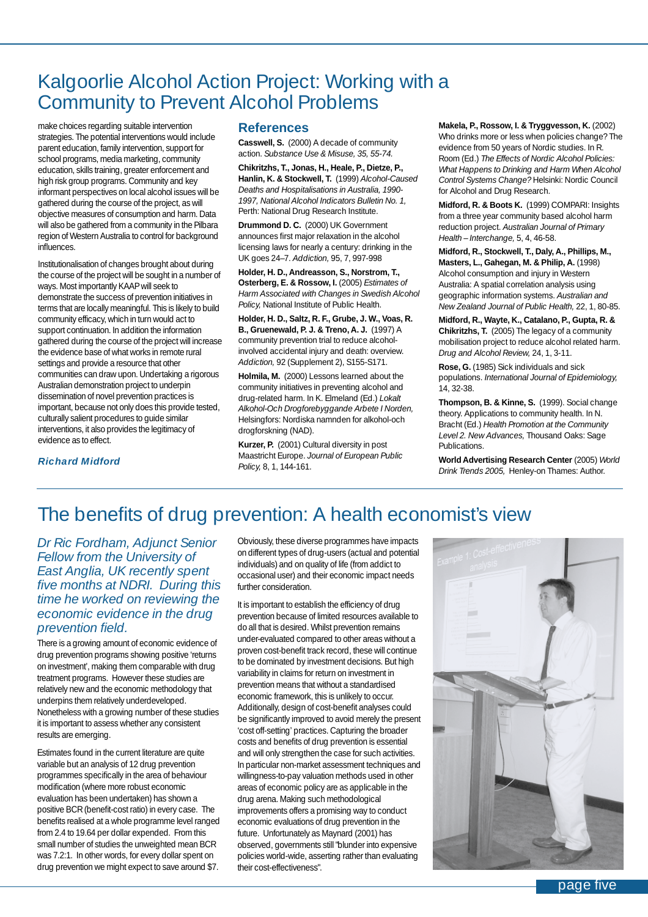# Kalgoorlie Alcohol Action Project: Working with a Community to Prevent Alcohol Problems

make choices regarding suitable intervention strategies. The potential interventions would include parent education, family intervention, support for school programs, media marketing, community education, skills training, greater enforcement and high risk group programs. Community and key informant perspectives on local alcohol issues will be gathered during the course of the project, as will objective measures of consumption and harm. Data will also be gathered from a community in the Pilbara region of Western Australia to control for background influences.

Institutionalisation of changes brought about during the course of the project will be sought in a number of ways. Most importantly KAAP will seek to demonstrate the success of prevention initiatives in terms that are locally meaningful. This is likely to build community efficacy, which in turn would act to support continuation. In addition the information gathered during the course of the project will increase the evidence base of what works in remote rural settings and provide a resource that other communities can draw upon. Undertaking a rigorous Australian demonstration project to underpin dissemination of novel prevention practices is important, because not only does this provide tested, culturally salient procedures to guide similar interventions, it also provides the legitimacy of evidence as to effect.

***Richard Midford***

## References

**Casswell, S.** (2000) A decade of community action. *Substance Use & Misuse, 35, 55-74.*

**Chikritzhs, T., Jonas, H., Heale, P., Dietze, P., Hanlin, K. & Stockwell, T.** (1999) *Alcohol-Caused Deaths and Hospitalisations in Australia, 1990-1997, National Alcohol Indicators Bulletin No. 1,* Perth: National Drug Research Institute.

**Drummond D. C.** (2000) UK Government announces first major relaxation in the alcohol licensing laws for nearly a century: drinking in the UK goes 24–7. *Addiction,* 95, 7, 997-998

**Holder, H. D., Andreasson, S., Norstrom, T., Osterberg, E. & Rossow, I.** (2005) *Estimates of Harm Associated with Changes in Swedish Alcohol Policy,* National Institute of Public Health.

**Holder, H. D., Saltz, R. F., Grube, J. W., Voas, R. B., Gruenewald, P. J. & Treno, A. J.** (1997) A community prevention trial to reduce alcohol-involved accidental injury and death: overview. *Addiction,* 92 (Supplement 2), S155-S171.

**Holmila, M.** (2000) Lessons learned about the community initiatives in preventing alcohol and drug-related harm. In K. Elmeland (Ed.) *Lokalt Alkohol-Och Drogforebyggande Arbete I Norden,* Helsingfors: Nordiska namnden for alkohol-och drogforskning (NAD).

**Kurzer, P.** (2001) Cultural diversity in post Maastricht Europe. *Journal of European Public Policy,* 8, 1, 144-161.

**Makela, P., Rossow, I. & Tryggvesson, K.** (2002) Who drinks more or less when policies change? The evidence from 50 years of Nordic studies. In R. Room (Ed.) *The Effects of Nordic Alcohol Policies: What Happens to Drinking and Harm When Alcohol Control Systems Change?* Helsinki: Nordic Council for Alcohol and Drug Research.

**Midford, R. & Boots K.** (1999) COMPARI: Insights from a three year community based alcohol harm reduction project. *Australian Journal of Primary Health – Interchange,* 5, 4, 46-58.

**Midford, R., Stockwell, T., Daly, A., Phillips, M., Masters, L., Gahegan, M. & Philip, A.** (1998) Alcohol consumption and injury in Western Australia: A spatial correlation analysis using geographic information systems. *Australian and New Zealand Journal of Public Health,* 22, 1, 80-85.

**Midford, R., Wayte, K., Catalano, P., Gupta, R. & Chikritzhs, T.** (2005) The legacy of a community mobilisation project to reduce alcohol related harm. *Drug and Alcohol Review,* 24, 1, 3-11.

**Rose, G.** (1985) Sick individuals and sick populations. *International Journal of Epidemiology,* 14, 32-38.

**Thompson, B. & Kinne, S.** (1999). Social change theory. Applications to community health. In N. Bracht (Ed.) *Health Promotion at the Community Level 2. New Advances,* Thousand Oaks: Sage Publications.

**World Advertising Research Center** (2005) *World Drink Trends 2005,* Henley-on Thames: Author.

# The benefits of drug prevention: A health economist's view

*Dr Ric Fordham, Adjunct Senior Fellow from the University of East Anglia, UK recently spent five months at NDRI. During this time he worked on reviewing the economic evidence in the drug prevention field.*

There is a growing amount of economic evidence of drug prevention programs showing positive 'returns on investment', making them comparable with drug treatment programs. However these studies are relatively new and the economic methodology that underpins them relatively underdeveloped. Nonetheless with a growing number of these studies it is important to assess whether any consistent results are emerging.

Estimates found in the current literature are quite variable but an analysis of 12 drug prevention programmes specifically in the area of behaviour modification (where more robust economic evaluation has been undertaken) has shown a positive BCR (benefit-cost ratio) in every case. The benefits realised at a whole programme level ranged from 2.4 to 19.64 per dollar expended. From this small number of studies the unweighted mean BCR was 7.2:1. In other words, for every dollar spent on drug prevention we might expect to save around $7.

Obviously, these diverse programmes have impacts on different types of drug-users (actual and potential individuals) and on quality of life (from addict to occasional user) and their economic impact needs further consideration.

It is important to establish the efficiency of drug prevention because of limited resources available to do all that is desired. Whilst prevention remains under-evaluated compared to other areas without a proven cost-benefit track record, these will continue to be dominated by investment decisions. But high variability in claims for return on investment in prevention means that without a standardised economic framework, this is unlikely to occur. Additionally, design of cost-benefit analyses could be significantly improved to avoid merely the present 'cost off-setting' practices. Capturing the broader costs and benefits of drug prevention is essential and will only strengthen the case for such activities. In particular non-market assessment techniques and willingness-to-pay valuation methods used in other areas of economic policy are as applicable in the drug arena. Making such methodological improvements offers a promising way to conduct economic evaluations of drug prevention in the future. Unfortunately as Maynard (2001) has observed, governments still "blunder into expensive policies world-wide, asserting rather than evaluating their cost-effectiveness".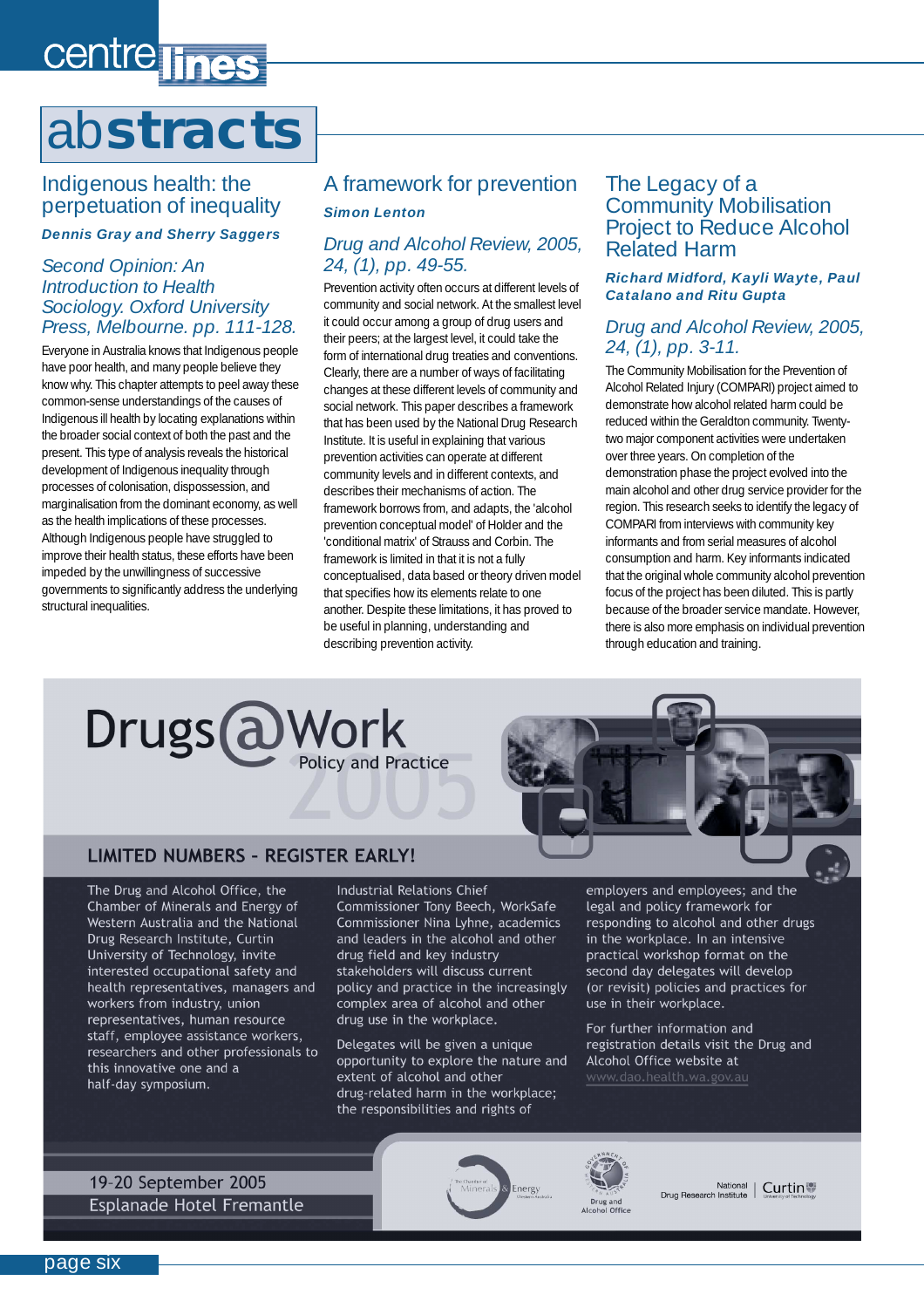# abstracts

## Indigenous health: the perpetuation of inequality

***Dennis Gray and Sherry Saggers***

*Second Opinion: An Introduction to Health Sociology. Oxford University Press, Melbourne. pp. 111-128.*

Everyone in Australia knows that Indigenous people have poor health, and many people believe they know why. This chapter attempts to peel away these common-sense understandings of the causes of Indigenous ill health by locating explanations within the broader social context of both the past and the present. This type of analysis reveals the historical development of Indigenous inequality through processes of colonisation, dispossession, and marginalisation from the dominant economy, as well as the health implications of these processes. Although Indigenous people have struggled to improve their health status, these efforts have been impeded by the unwillingness of successive governments to significantly address the underlying structural inequalities.

## A framework for prevention

***Simon Lenton***

*Drug and Alcohol Review, 2005, 24, (1), pp. 49-55.*

Prevention activity often occurs at different levels of community and social network. At the smallest level it could occur among a group of drug users and their peers; at the largest level, it could take the form of international drug treaties and conventions. Clearly, there are a number of ways of facilitating changes at these different levels of community and social network. This paper describes a framework that has been used by the National Drug Research Institute. It is useful in explaining that various prevention activities can operate at different community levels and in different contexts, and describes their mechanisms of action. The framework borrows from, and adapts, the 'alcohol prevention conceptual model' of Holder and the 'conditional matrix' of Strauss and Corbin. The framework is limited in that it is not a fully conceptualised, data based or theory driven model that specifies how its elements relate to one another. Despite these limitations, it has proved to be useful in planning, understanding and describing prevention activity.

## The Legacy of a Community Mobilisation Project to Reduce Alcohol Related Harm

***Richard Midford, Kayli Wayte, Paul Catalano and Ritu Gupta***

*Drug and Alcohol Review, 2005, 24, (1), pp. 3-11.*

The Community Mobilisation for the Prevention of Alcohol Related Injury (COMPARI) project aimed to demonstrate how alcohol related harm could be reduced within the Geraldton community. Twenty-two major component activities were undertaken over three years. On completion of the demonstration phase the project evolved into the main alcohol and other drug service provider for the region. This research seeks to identify the legacy of COMPARI from interviews with community key informants and from serial measures of alcohol consumption and harm. Key informants indicated that the original whole community alcohol prevention focus of the project has been diluted. This is partly because of the broader service mandate. However, there is also more emphasis on individual prevention through education and training.

---

# Drugs@Work

## Policy and Practice 2005

### LIMITED NUMBERS - REGISTER EARLY!

The Drug and Alcohol Office, the Chamber of Minerals and Energy of Western Australia and the National Drug Research Institute, Curtin University of Technology, invite interested occupational safety and health representatives, managers and workers from industry, union representatives, human resource staff, employee assistance workers, researchers and other professionals to this innovative one and a half-day symposium.

Industrial Relations Chief Commissioner Tony Beech, WorkSafe Commissioner Nina Lyhne, academics and leaders in the alcohol and other drug field and key industry stakeholders will discuss current policy and practice in the increasingly complex area of alcohol and other drug use in the workplace.

Delegates will be given a unique opportunity to explore the nature and extent of alcohol and other drug-related harm in the workplace; the responsibilities and rights of employers and employees; and the legal and policy framework for responding to alcohol and other drugs in the workplace. In an intensive practical workshop format on the second day delegates will develop (or revisit) policies and practices for use in their workplace.

For further information and registration details visit the Drug and Alcohol Office website at www.dao.health.wa.gov.au

19-20 September 2005

Esplanade Hotel Fremantle

The Chamber of Minerals & Energy Western Australia | Government of Western Australia Drug and Alcohol Office | National Drug Research Institute | Curtin University of Technology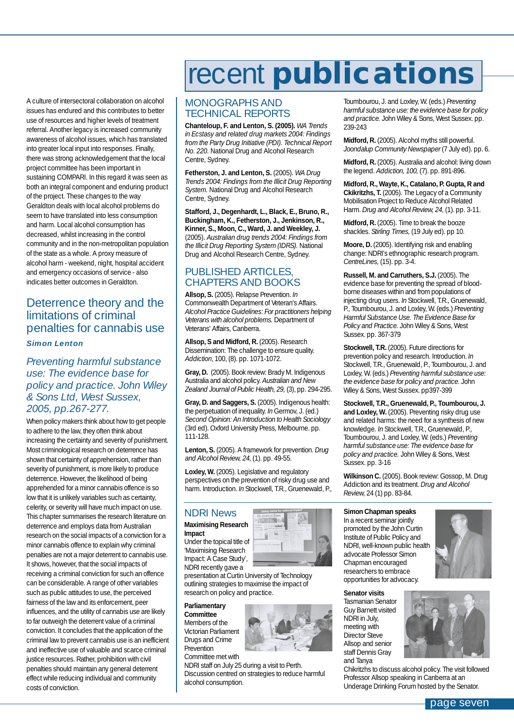A culture of intersectoral collaboration on alcohol issues has endured and this contributes to better use of resources and higher levels of treatment referral. Another legacy is increased community awareness of alcohol issues, which has translated into greater local input into responses. Finally, there was strong acknowledgement that the local project committee has been important in sustaining COMPARI. In this regard it was seen as both an integral component and enduring product of the project. These changes to the way Geraldton deals with local alcohol problems do seem to have translated into less consumption and harm. Local alcohol consumption has decreased, whilst increasing in the control community and in the non-metropolitan population of the state as a whole. A proxy measure of alcohol harm - weekend, night, hospital accident and emergency occasions of service - also indicates better outcomes in Geraldton.

## Deterrence theory and the limitations of criminal penalties for cannabis use

***Simon Lenton***

*Preventing harmful substance use: The evidence base for policy and practice. John Wiley & Sons Ltd, West Sussex, 2005, pp.267-277.*

When policy makers think about how to get people to adhere to the law, they often think about increasing the certainty and severity of punishment. Most criminological research on deterrence has shown that certainty of apprehension, rather than severity of punishment, is more likely to produce deterrence. However, the likelihood of being apprehended for a minor cannabis offence is so low that it is unlikely variables such as certainty, celerity, or severity will have much impact on use. This chapter summarises the research literature on deterrence and employs data from Australian research on the social impacts of a conviction for a minor cannabis offence to explain why criminal penalties are not a major deterrent to cannabis use. It shows, however, that the social impacts of receiving a criminal conviction for such an offence can be considerable. A range of other variables such as public attitudes to use, the perceived fairness of the law and its enforcement, peer influences, and the utility of cannabis use are likely to far outweigh the deterrent value of a criminal conviction. It concludes that the application of the criminal law to prevent cannabis use is an inefficient and ineffective use of valuable and scarce criminal justice resources. Rather, prohibition with civil penalties should maintain any general deterrent effect while reducing individual and community costs of conviction.

# recent publications

## MONOGRAPHS AND TECHNICAL REPORTS

**Chanteloup, F. and Lenton, S. (2005).** *WA Trends in Ecstasy and related drug markets 2004: Findings from the Party Drug Initiative (PDI). Technical Report No. 220.* National Drug and Alcohol Research Centre, Sydney.

**Fetherston, J. and Lenton, S.** (2005). *WA Drug Trends 2004: Findings from the Illicit Drug Reporting System.* National Drug and Alcohol Research Centre, Sydney.

**Stafford, J., Degenhardt, L., Black, E., Bruno, R., Buckingham, K., Fetherston, J., Jenkinson, R., Kinner, S., Moon, C., Ward, J. and Weekley, J.** (2005). *Australian drug trends 2004: Findings from the Illicit Drug Reporting System (IDRS).* National Drug and Alcohol Research Centre, Sydney.

## PUBLISHED ARTICLES, CHAPTERS AND BOOKS

**Allsop, S.** (2005). Relapse Prevention. *In* Commonwealth Department of Veteran's Affairs. *Alcohol Practice Guidelines: For practitioners helping Veterans with alcohol problems.* Department of Veterans' Affairs, Canberra.

**Allsop, S and Midford, R.** (2005). Research Dissemination: The challenge to ensure quality. *Addiction*, 100, (8). pp. 1071-1072.

**Gray, D.** (2005). Book review: Brady M. Indigenous Australia and alcohol policy. *Australian and New Zealand Journal of Public Health, 29,* (3), pp. 294-295.

**Gray, D. and Saggers, S.** (2005). Indigenous health: the perpetuation of inequality. *In* Germov, J. (ed.) *Second Opinion: An Introduction to Health Sociology* (3rd ed). Oxford University Press, Melbourne. pp. 111-128.

**Lenton, S.** (2005). A framework for prevention. *Drug and Alcohol Review, 24,* (1). pp. 49-55.

**Loxley, W.** (2005). Legislative and regulatory perspectives on the prevention of risky drug use and harm. Introduction. *In* Stockwell, T.R., Gruenewald, P., Toumbourou, J. and Loxley, W. (eds.) *Preventing harmful substance use: the evidence base for policy and practice.* John Wiley & Sons, West Sussex. pp. 239-243

**Midford, R.** (2005). Alcohol myths still powerful. *Joondalup Community Newspaper* (7 July ed). pp. 6.

**Midford, R.** (2005). Australia and alcohol: living down the legend. *Addiction, 100,* (7). pp. 891-896.

**Midford, R., Wayte, K., Catalano, P. Gupta, R and Ckikritzhs, T.** (2005). The Legacy of a Community Mobilisation Project to Reduce Alcohol Related Harm. *Drug and Alcohol Review, 24,* (1). pp. 3-11.

**Midford, R.** (2005). Time to break the booze shackles. *Stirling Times,* (19 July ed). pp 10.

**Moore, D.** (2005). Identifying risk and enabling change: NDRI's ethnographic research program. *CentreLines,* (15). pp. 3-4.

**Russell, M. and Carruthers, S.J.** (2005). The evidence base for preventing the spread of blood-borne diseases within and from populations of injecting drug users. *In* Stockwell, T.R., Gruenewald, P., Toumbourou, J. and Loxley, W. (eds.) *Preventing Harmful Substance Use. The Evidence Base for Policy and Practice.* John Wiley & Sons, West Sussex. pp. 367-379

**Stockwell, T.R.** (2005). Future directions for prevention policy and research. Introduction. *In* Stockwell, T.R., Gruenewald, P., Toumbourou, J. and Loxley, W. (eds.) *Preventing harmful substance use: the evidence base for policy and practice.* John Wiley & Sons, West Sussex. pp397-399

**Stockwell, T.R., Gruenewald, P., Toumbourou, J. and Loxley, W.** (2005). Preventing risky drug use and related harms: the need for a synthesis of new knowledge. *In* Stockwell, T.R., Gruenewald, P., Toumbourou, J. and Loxley, W. (eds.) *Preventing harmful substance use: The evidence base for policy and practice.* John Wiley & Sons, West Sussex. pp. 3-16

**Wilkinson C.** (2005). Book review: Gossop, M. Drug Addiction and its treatment. *Drug and Alcohol Review,* 24 (1) pp. 83-84.

## NDRI News

**Maximising Research Impact**

Under the topical title of 'Maximising Research Impact: A Case Study', NDRI recently gave a presentation at Curtin University of Technology outlining strategies to maximise the impact of research on policy and practice.

**Parliamentary Committee**

Members of the Victorian Parliament Drugs and Crime Prevention Committee met with NDRI staff on July 25 during a visit to Perth. Discussion centred on strategies to reduce harmful alcohol consumption.

**Simon Chapman speaks**

In a recent seminar jointly promoted by the John Curtin Institute of Public Policy and NDRI, well-known public health advocate Professor Simon Chapman encouraged researchers to embrace opportunities for advocacy.

**Senator visits**

Tasmanian Senator Guy Barnett visited NDRI in July, meeting with Director Steve Allsop and senior staff Dennis Gray and Tanya Chikritzhs to discuss alcohol policy. The visit followed Professor Allsop speaking in Canberra at an Underage Drinking Forum hosted by the Senator.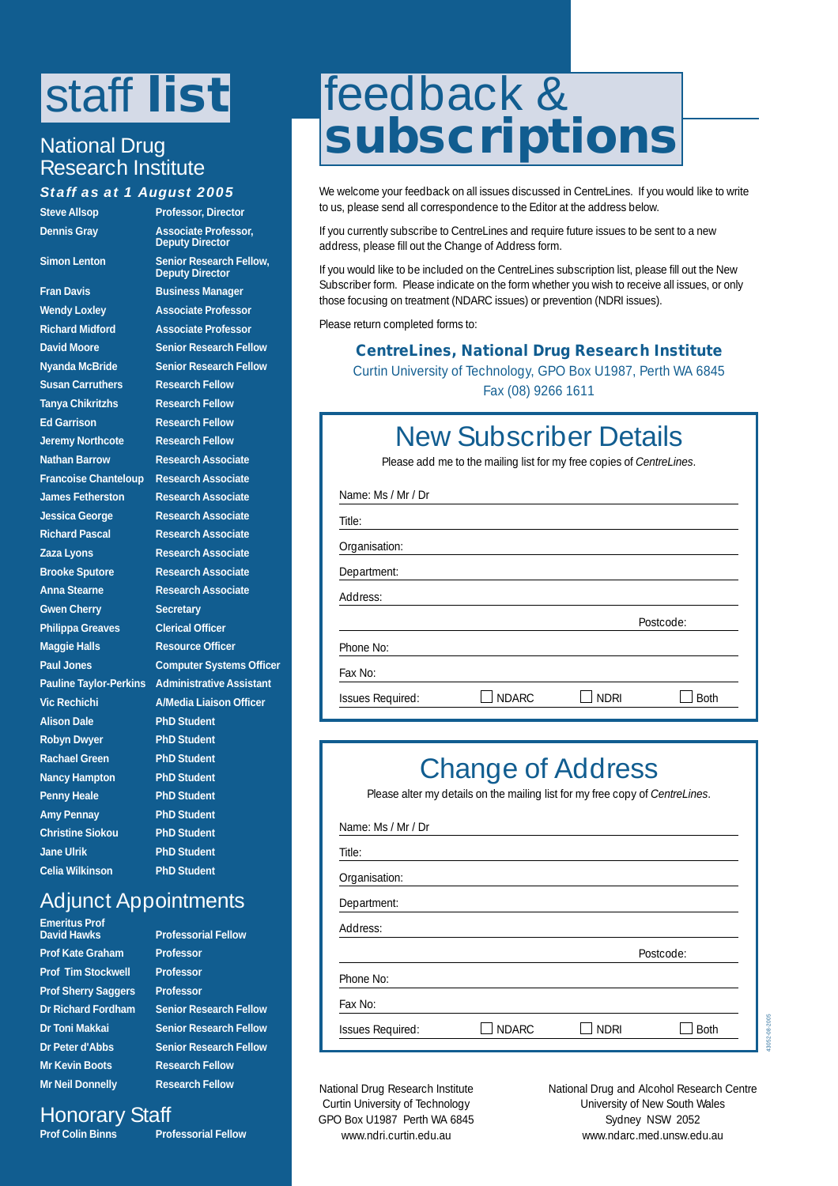# staff list

## National Drug Research Institute

### *Staff as at 1 August 2005*

| | |
|---|---|
| **Steve Allsop** | **Professor, Director** |
| **Dennis Gray** | **Associate Professor, Deputy Director** |
| **Simon Lenton** | **Senior Research Fellow, Deputy Director** |
| **Fran Davis** | **Business Manager** |
| **Wendy Loxley** | **Associate Professor** |
| **Richard Midford** | **Associate Professor** |
| **David Moore** | **Senior Research Fellow** |
| **Nyanda McBride** | **Senior Research Fellow** |
| **Susan Carruthers** | **Research Fellow** |
| **Tanya Chikritzhs** | **Research Fellow** |
| **Ed Garrison** | **Research Fellow** |
| **Jeremy Northcote** | **Research Fellow** |
| **Nathan Barrow** | **Research Associate** |
| **Francoise Chanteloup** | **Research Associate** |
| **James Fetherston** | **Research Associate** |
| **Jessica George** | **Research Associate** |
| **Richard Pascal** | **Research Associate** |
| **Zaza Lyons** | **Research Associate** |
| **Brooke Sputore** | **Research Associate** |
| **Anna Stearne** | **Research Associate** |
| **Gwen Cherry** | **Secretary** |
| **Philippa Greaves** | **Clerical Officer** |
| **Maggie Halls** | **Resource Officer** |
| **Paul Jones** | **Computer Systems Officer** |
| **Pauline Taylor-Perkins** | **Administrative Assistant** |
| **Vic Rechichi** | **A/Media Liaison Officer** |
| **Alison Dale** | **PhD Student** |
| **Robyn Dwyer** | **PhD Student** |
| **Rachael Green** | **PhD Student** |
| **Nancy Hampton** | **PhD Student** |
| **Penny Heale** | **PhD Student** |
| **Amy Pennay** | **PhD Student** |
| **Christine Siokou** | **PhD Student** |
| **Jane Ulrik** | **PhD Student** |
| **Celia Wilkinson** | **PhD Student** |

## Adjunct Appointments

| | |
|---|---|
| **Emeritus Prof David Hawks** | **Professorial Fellow** |
| **Prof Kate Graham** | **Professor** |
| **Prof Tim Stockwell** | **Professor** |
| **Prof Sherry Saggers** | **Professor** |
| **Dr Richard Fordham** | **Senior Research Fellow** |
| **Dr Toni Makkai** | **Senior Research Fellow** |
| **Dr Peter d'Abbs** | **Senior Research Fellow** |
| **Mr Kevin Boots** | **Research Fellow** |
| **Mr Neil Donnelly** | **Research Fellow** |

## Honorary Staff

| | |
|---|---|
| **Prof Colin Binns** | **Professorial Fellow** |

# feedback & subscriptions

We welcome your feedback on all issues discussed in CentreLines. If you would like to write to us, please send all correspondence to the Editor at the address below.

If you currently subscribe to CentreLines and require future issues to be sent to a new address, please fill out the Change of Address form.

If you would like to be included on the CentreLines subscription list, please fill out the New Subscriber form. Please indicate on the form whether you wish to receive all issues, or only those focusing on treatment (NDARC issues) or prevention (NDRI issues).

Please return completed forms to:

**CentreLines, National Drug Research Institute**
Curtin University of Technology, GPO Box U1987, Perth WA 6845
Fax (08) 9266 1611

## New Subscriber Details

Please add me to the mailing list for my free copies of *CentreLines*.

Name: Ms / Mr / Dr

Title:

Organisation:

Department:

Address:

Postcode:

Phone No:

Fax No:

Issues Required: ☐ NDARC ☐ NDRI ☐ Both

## Change of Address

Please alter my details on the mailing list for my free copy of *CentreLines*.

Name: Ms / Mr / Dr

Title:

Organisation:

Department:

Address:

Postcode:

Phone No:

Fax No:

Issues Required: ☐ NDARC ☐ NDRI ☐ Both

National Drug Research Institute
Curtin University of Technology
GPO Box U1987 Perth WA 6845
www.ndri.curtin.edu.au

National Drug and Alcohol Research Centre
University of New South Wales
Sydney NSW 2052
www.ndarc.med.unsw.edu.au

43052-08-2005